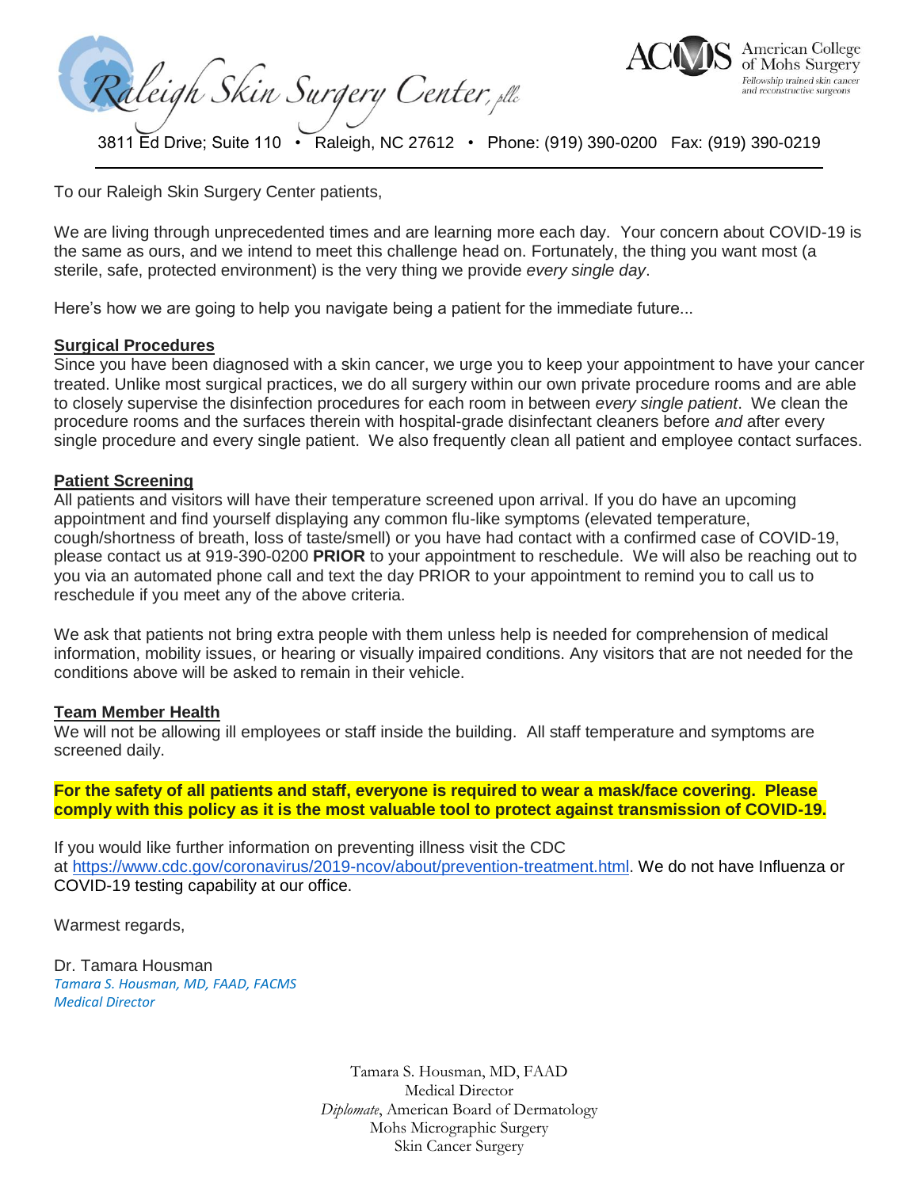Raleigh Skin Surgery Center, pllc

American College of Mohs Surgery
*Fellowship trained skin cancer and reconstructive surgeons*

3811 Ed Drive; Suite 110 • Raleigh, NC 27612 • Phone: (919) 390-0200 Fax: (919) 390-0219

---

To our Raleigh Skin Surgery Center patients,

We are living through unprecedented times and are learning more each day. Your concern about COVID-19 is the same as ours, and we intend to meet this challenge head on. Fortunately, the thing you want most (a sterile, safe, protected environment) is the very thing we provide *every single day*.

Here's how we are going to help you navigate being a patient for the immediate future...

**Surgical Procedures**

Since you have been diagnosed with a skin cancer, we urge you to keep your appointment to have your cancer treated. Unlike most surgical practices, we do all surgery within our own private procedure rooms and are able to closely supervise the disinfection procedures for each room in between *every single patient*. We clean the procedure rooms and the surfaces therein with hospital-grade disinfectant cleaners before *and* after every single procedure and every single patient. We also frequently clean all patient and employee contact surfaces.

**Patient Screening**

All patients and visitors will have their temperature screened upon arrival. If you do have an upcoming appointment and find yourself displaying any common flu-like symptoms (elevated temperature, cough/shortness of breath, loss of taste/smell) or you have had contact with a confirmed case of COVID-19, please contact us at 919-390-0200 **PRIOR** to your appointment to reschedule. We will also be reaching out to you via an automated phone call and text the day PRIOR to your appointment to remind you to call us to reschedule if you meet any of the above criteria.

We ask that patients not bring extra people with them unless help is needed for comprehension of medical information, mobility issues, or hearing or visually impaired conditions. Any visitors that are not needed for the conditions above will be asked to remain in their vehicle.

**Team Member Health**

We will not be allowing ill employees or staff inside the building. All staff temperature and symptoms are screened daily.

**For the safety of all patients and staff, everyone is required to wear a mask/face covering. Please comply with this policy as it is the most valuable tool to protect against transmission of COVID-19.**

If you would like further information on preventing illness visit the CDC at https://www.cdc.gov/coronavirus/2019-ncov/about/prevention-treatment.html. We do not have Influenza or COVID-19 testing capability at our office.

Warmest regards,

Dr. Tamara Housman
*Tamara S. Housman, MD, FAAD, FACMS*
*Medical Director*

Tamara S. Housman, MD, FAAD
Medical Director
*Diplomate*, American Board of Dermatology
Mohs Micrographic Surgery
Skin Cancer Surgery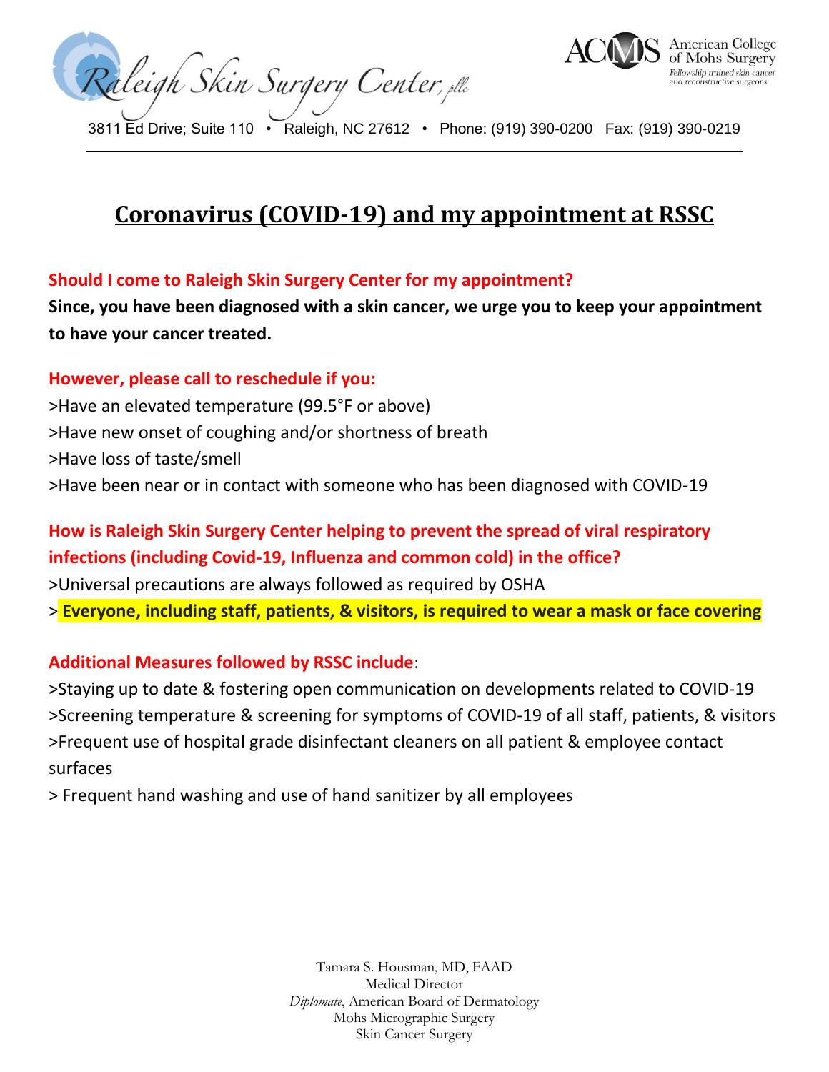Raleigh Skin Surgery Center, pllc

American College of Mohs Surgery
*Fellowship trained skin cancer and reconstructive surgeons*

3811 Ed Drive; Suite 110 • Raleigh, NC 27612 • Phone: (919) 390-0200 Fax: (919) 390-0219

# Coronavirus (COVID-19) and my appointment at RSSC

**Should I come to Raleigh Skin Surgery Center for my appointment?**

**Since, you have been diagnosed with a skin cancer, we urge you to keep your appointment to have your cancer treated.**

**However, please call to reschedule if you:**

>Have an elevated temperature (99.5°F or above)
>Have new onset of coughing and/or shortness of breath
>Have loss of taste/smell
>Have been near or in contact with someone who has been diagnosed with COVID-19

**How is Raleigh Skin Surgery Center helping to prevent the spread of viral respiratory infections (including Covid-19, Influenza and common cold) in the office?**

>Universal precautions are always followed as required by OSHA
> **Everyone, including staff, patients, & visitors, is required to wear a mask or face covering**

**Additional Measures followed by RSSC include**:

>Staying up to date & fostering open communication on developments related to COVID-19
>Screening temperature & screening for symptoms of COVID-19 of all staff, patients, & visitors
>Frequent use of hospital grade disinfectant cleaners on all patient & employee contact surfaces
> Frequent hand washing and use of hand sanitizer by all employees

Tamara S. Housman, MD, FAAD
Medical Director
*Diplomate*, American Board of Dermatology
Mohs Micrographic Surgery
Skin Cancer Surgery